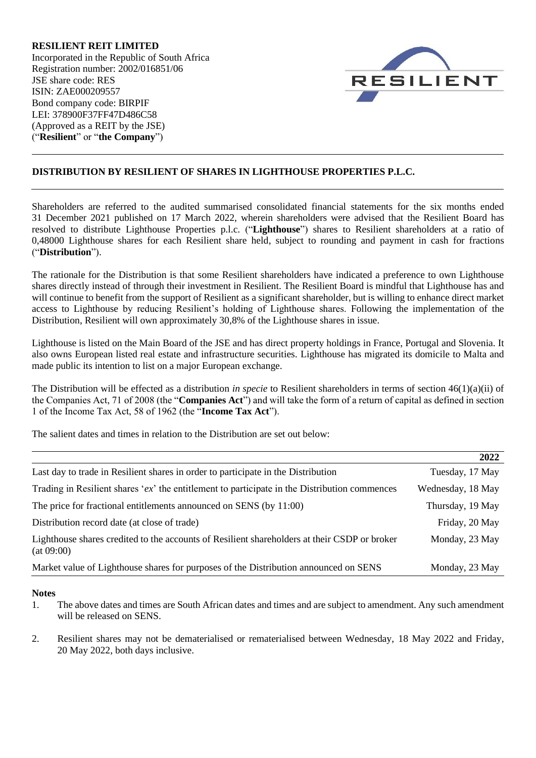**RESILIENT REIT LIMITED**
Incorporated in the Republic of South Africa
Registration number: 2002/016851/06
JSE share code: RES
ISIN: ZAE000209557
Bond company code: BIRPIF
LEI: 378900F37FF47D486C58
(Approved as a REIT by the JSE)
("**Resilient**" or "**the Company**")

**DISTRIBUTION BY RESILIENT OF SHARES IN LIGHTHOUSE PROPERTIES P.L.C.**

Shareholders are referred to the audited summarised consolidated financial statements for the six months ended 31 December 2021 published on 17 March 2022, wherein shareholders were advised that the Resilient Board has resolved to distribute Lighthouse Properties p.l.c. ("**Lighthouse**") shares to Resilient shareholders at a ratio of 0,48000 Lighthouse shares for each Resilient share held, subject to rounding and payment in cash for fractions ("**Distribution**").

The rationale for the Distribution is that some Resilient shareholders have indicated a preference to own Lighthouse shares directly instead of through their investment in Resilient. The Resilient Board is mindful that Lighthouse has and will continue to benefit from the support of Resilient as a significant shareholder, but is willing to enhance direct market access to Lighthouse by reducing Resilient's holding of Lighthouse shares. Following the implementation of the Distribution, Resilient will own approximately 30,8% of the Lighthouse shares in issue.

Lighthouse is listed on the Main Board of the JSE and has direct property holdings in France, Portugal and Slovenia. It also owns European listed real estate and infrastructure securities. Lighthouse has migrated its domicile to Malta and made public its intention to list on a major European exchange.

The Distribution will be effected as a distribution *in specie* to Resilient shareholders in terms of section 46(1)(a)(ii) of the Companies Act, 71 of 2008 (the "**Companies Act**") and will take the form of a return of capital as defined in section 1 of the Income Tax Act, 58 of 1962 (the "**Income Tax Act**").

The salient dates and times in relation to the Distribution are set out below:

| | **2022** |
|---|---|
| Last day to trade in Resilient shares in order to participate in the Distribution | Tuesday, 17 May |
| Trading in Resilient shares '*ex*' the entitlement to participate in the Distribution commences | Wednesday, 18 May |
| The price for fractional entitlements announced on SENS (by 11:00) | Thursday, 19 May |
| Distribution record date (at close of trade) | Friday, 20 May |
| Lighthouse shares credited to the accounts of Resilient shareholders at their CSDP or broker (at 09:00) | Monday, 23 May |
| Market value of Lighthouse shares for purposes of the Distribution announced on SENS | Monday, 23 May |

**Notes**

1. The above dates and times are South African dates and times and are subject to amendment. Any such amendment will be released on SENS.
2. Resilient shares may not be dematerialised or rematerialised between Wednesday, 18 May 2022 and Friday, 20 May 2022, both days inclusive.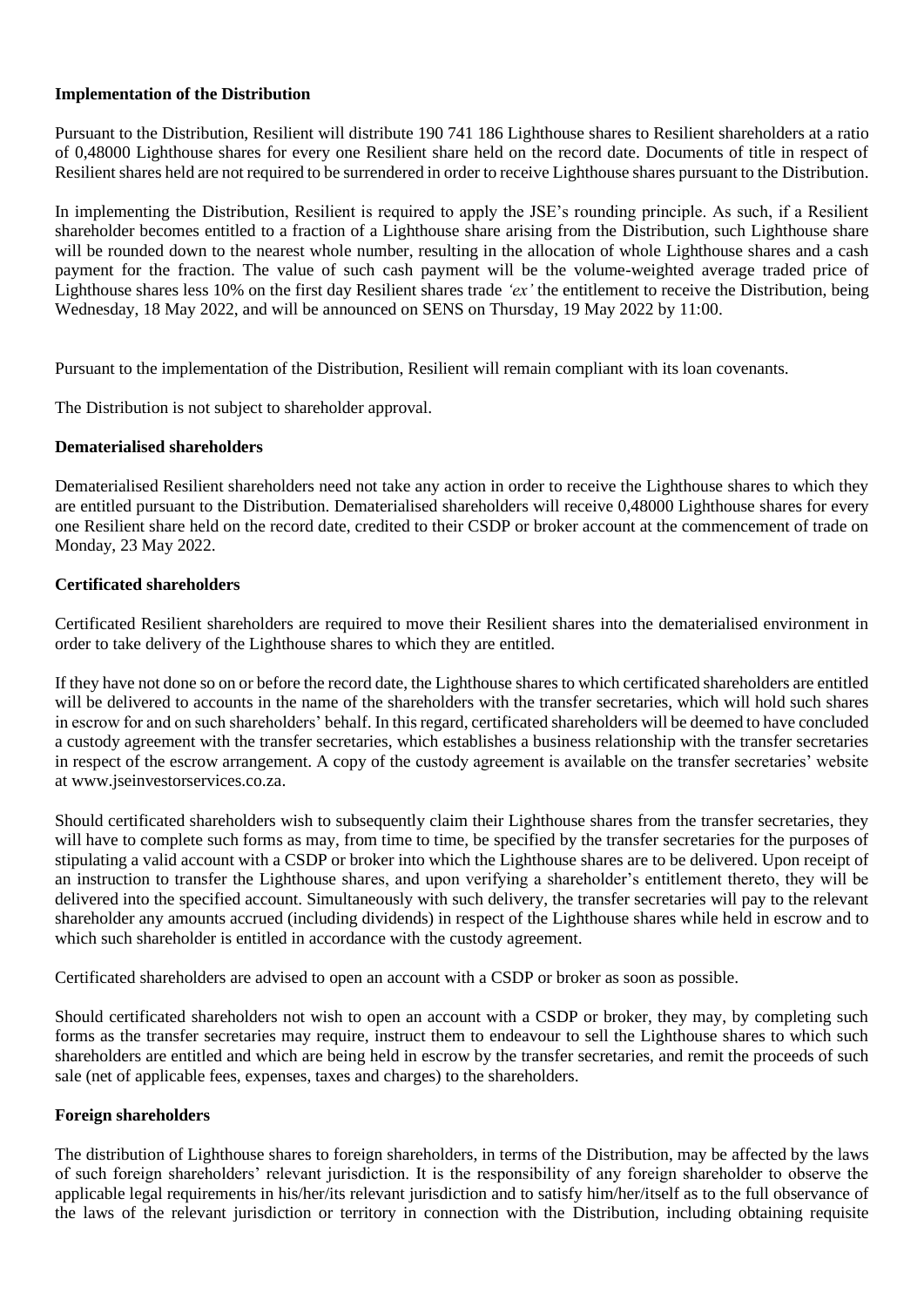**Implementation of the Distribution**

Pursuant to the Distribution, Resilient will distribute 190 741 186 Lighthouse shares to Resilient shareholders at a ratio of 0,48000 Lighthouse shares for every one Resilient share held on the record date. Documents of title in respect of Resilient shares held are not required to be surrendered in order to receive Lighthouse shares pursuant to the Distribution.

In implementing the Distribution, Resilient is required to apply the JSE's rounding principle. As such, if a Resilient shareholder becomes entitled to a fraction of a Lighthouse share arising from the Distribution, such Lighthouse share will be rounded down to the nearest whole number, resulting in the allocation of whole Lighthouse shares and a cash payment for the fraction. The value of such cash payment will be the volume-weighted average traded price of Lighthouse shares less 10% on the first day Resilient shares trade *'ex'* the entitlement to receive the Distribution, being Wednesday, 18 May 2022, and will be announced on SENS on Thursday, 19 May 2022 by 11:00.

Pursuant to the implementation of the Distribution, Resilient will remain compliant with its loan covenants.

The Distribution is not subject to shareholder approval.

**Dematerialised shareholders**

Dematerialised Resilient shareholders need not take any action in order to receive the Lighthouse shares to which they are entitled pursuant to the Distribution. Dematerialised shareholders will receive 0,48000 Lighthouse shares for every one Resilient share held on the record date, credited to their CSDP or broker account at the commencement of trade on Monday, 23 May 2022.

**Certificated shareholders**

Certificated Resilient shareholders are required to move their Resilient shares into the dematerialised environment in order to take delivery of the Lighthouse shares to which they are entitled.

If they have not done so on or before the record date, the Lighthouse shares to which certificated shareholders are entitled will be delivered to accounts in the name of the shareholders with the transfer secretaries, which will hold such shares in escrow for and on such shareholders' behalf. In this regard, certificated shareholders will be deemed to have concluded a custody agreement with the transfer secretaries, which establishes a business relationship with the transfer secretaries in respect of the escrow arrangement. A copy of the custody agreement is available on the transfer secretaries' website at www.jseinvestorservices.co.za.

Should certificated shareholders wish to subsequently claim their Lighthouse shares from the transfer secretaries, they will have to complete such forms as may, from time to time, be specified by the transfer secretaries for the purposes of stipulating a valid account with a CSDP or broker into which the Lighthouse shares are to be delivered. Upon receipt of an instruction to transfer the Lighthouse shares, and upon verifying a shareholder's entitlement thereto, they will be delivered into the specified account. Simultaneously with such delivery, the transfer secretaries will pay to the relevant shareholder any amounts accrued (including dividends) in respect of the Lighthouse shares while held in escrow and to which such shareholder is entitled in accordance with the custody agreement.

Certificated shareholders are advised to open an account with a CSDP or broker as soon as possible.

Should certificated shareholders not wish to open an account with a CSDP or broker, they may, by completing such forms as the transfer secretaries may require, instruct them to endeavour to sell the Lighthouse shares to which such shareholders are entitled and which are being held in escrow by the transfer secretaries, and remit the proceeds of such sale (net of applicable fees, expenses, taxes and charges) to the shareholders.

**Foreign shareholders**

The distribution of Lighthouse shares to foreign shareholders, in terms of the Distribution, may be affected by the laws of such foreign shareholders' relevant jurisdiction. It is the responsibility of any foreign shareholder to observe the applicable legal requirements in his/her/its relevant jurisdiction and to satisfy him/her/itself as to the full observance of the laws of the relevant jurisdiction or territory in connection with the Distribution, including obtaining requisite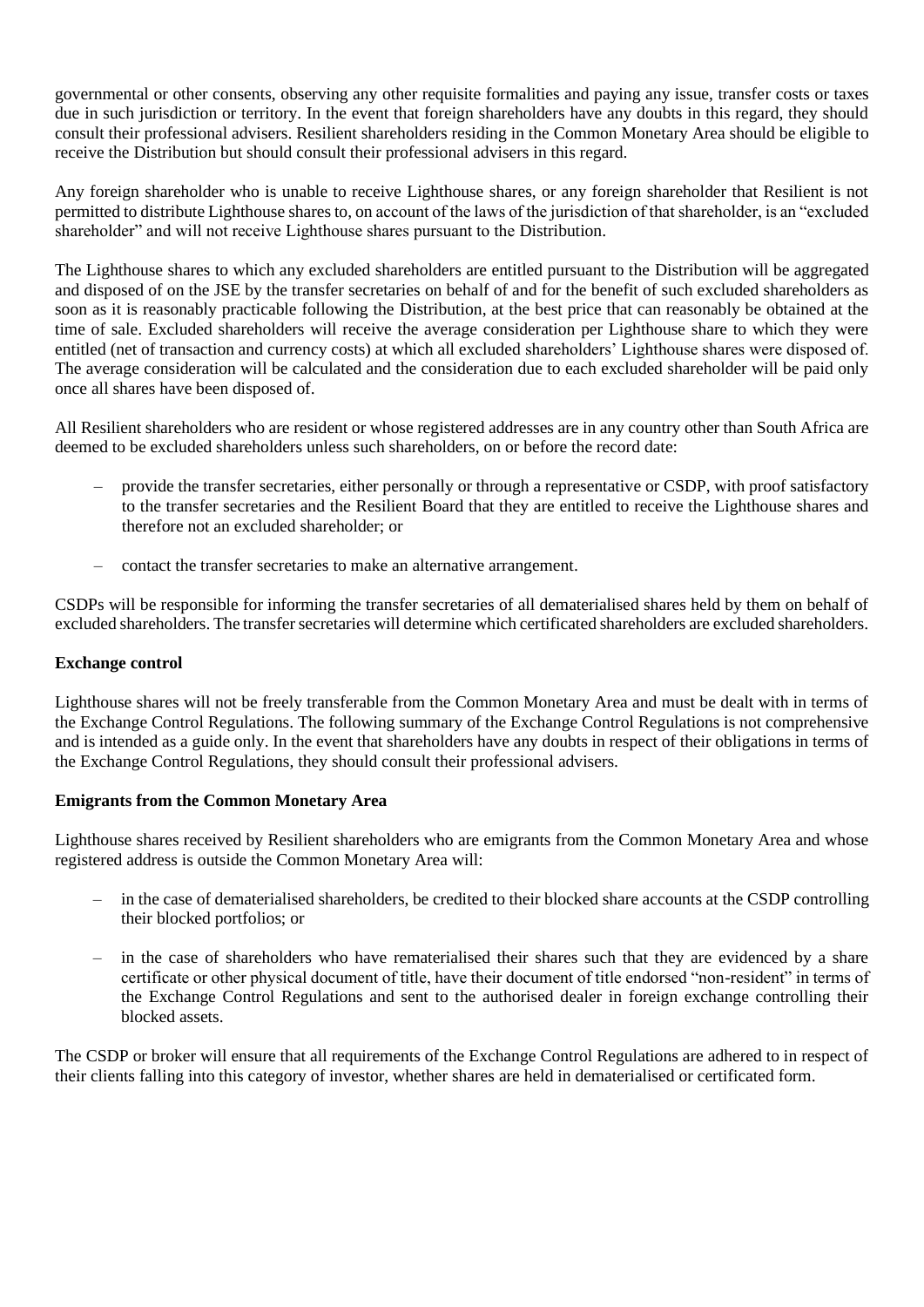governmental or other consents, observing any other requisite formalities and paying any issue, transfer costs or taxes due in such jurisdiction or territory. In the event that foreign shareholders have any doubts in this regard, they should consult their professional advisers. Resilient shareholders residing in the Common Monetary Area should be eligible to receive the Distribution but should consult their professional advisers in this regard.

Any foreign shareholder who is unable to receive Lighthouse shares, or any foreign shareholder that Resilient is not permitted to distribute Lighthouse shares to, on account of the laws of the jurisdiction of that shareholder, is an "excluded shareholder" and will not receive Lighthouse shares pursuant to the Distribution.

The Lighthouse shares to which any excluded shareholders are entitled pursuant to the Distribution will be aggregated and disposed of on the JSE by the transfer secretaries on behalf of and for the benefit of such excluded shareholders as soon as it is reasonably practicable following the Distribution, at the best price that can reasonably be obtained at the time of sale. Excluded shareholders will receive the average consideration per Lighthouse share to which they were entitled (net of transaction and currency costs) at which all excluded shareholders' Lighthouse shares were disposed of. The average consideration will be calculated and the consideration due to each excluded shareholder will be paid only once all shares have been disposed of.

All Resilient shareholders who are resident or whose registered addresses are in any country other than South Africa are deemed to be excluded shareholders unless such shareholders, on or before the record date:

– provide the transfer secretaries, either personally or through a representative or CSDP, with proof satisfactory to the transfer secretaries and the Resilient Board that they are entitled to receive the Lighthouse shares and therefore not an excluded shareholder; or

– contact the transfer secretaries to make an alternative arrangement.

CSDPs will be responsible for informing the transfer secretaries of all dematerialised shares held by them on behalf of excluded shareholders. The transfer secretaries will determine which certificated shareholders are excluded shareholders.

**Exchange control**

Lighthouse shares will not be freely transferable from the Common Monetary Area and must be dealt with in terms of the Exchange Control Regulations. The following summary of the Exchange Control Regulations is not comprehensive and is intended as a guide only. In the event that shareholders have any doubts in respect of their obligations in terms of the Exchange Control Regulations, they should consult their professional advisers.

**Emigrants from the Common Monetary Area**

Lighthouse shares received by Resilient shareholders who are emigrants from the Common Monetary Area and whose registered address is outside the Common Monetary Area will:

– in the case of dematerialised shareholders, be credited to their blocked share accounts at the CSDP controlling their blocked portfolios; or

– in the case of shareholders who have rematerialised their shares such that they are evidenced by a share certificate or other physical document of title, have their document of title endorsed "non-resident" in terms of the Exchange Control Regulations and sent to the authorised dealer in foreign exchange controlling their blocked assets.

The CSDP or broker will ensure that all requirements of the Exchange Control Regulations are adhered to in respect of their clients falling into this category of investor, whether shares are held in dematerialised or certificated form.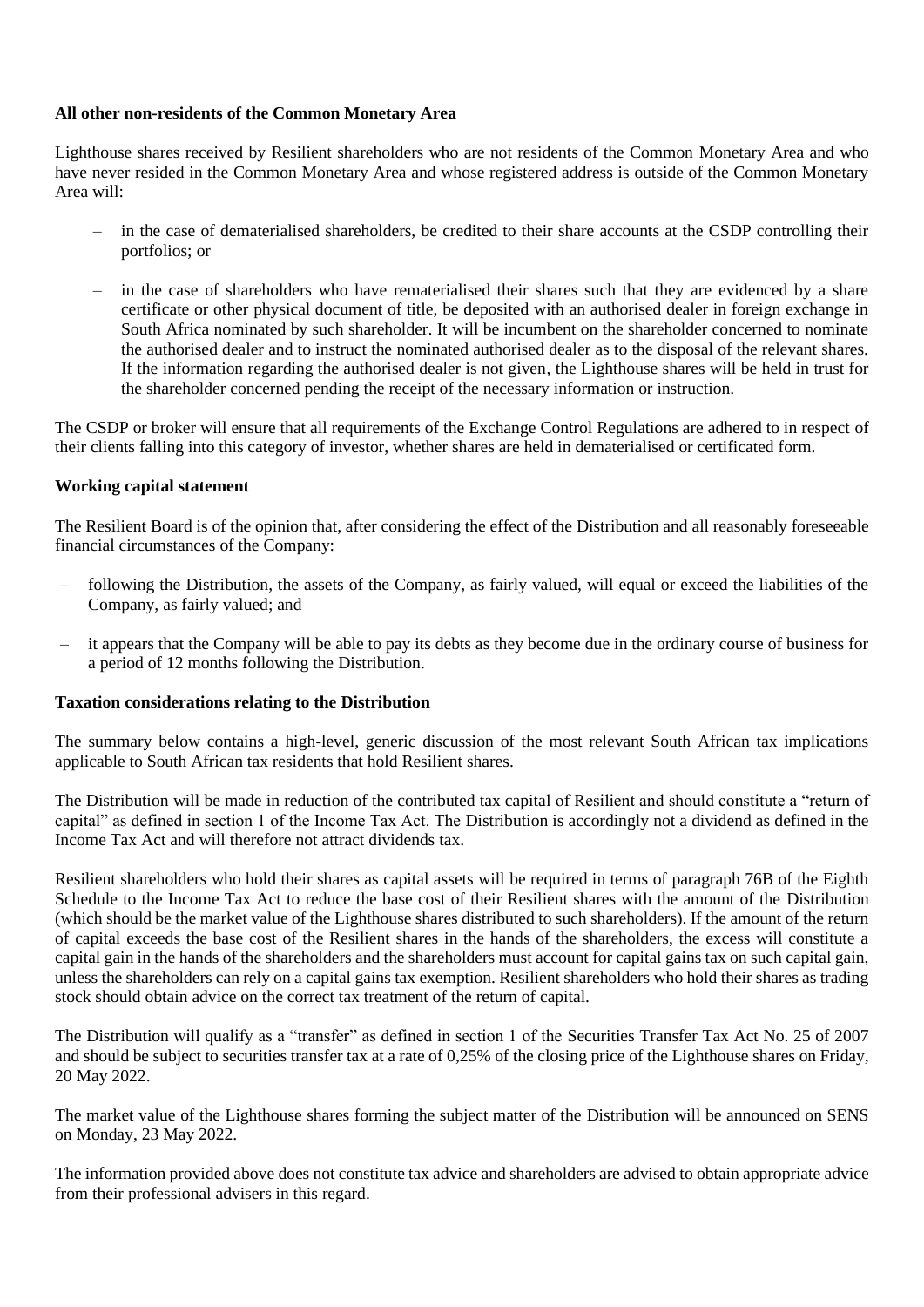**All other non-residents of the Common Monetary Area**

Lighthouse shares received by Resilient shareholders who are not residents of the Common Monetary Area and who have never resided in the Common Monetary Area and whose registered address is outside of the Common Monetary Area will:

- in the case of dematerialised shareholders, be credited to their share accounts at the CSDP controlling their portfolios; or
- in the case of shareholders who have rematerialised their shares such that they are evidenced by a share certificate or other physical document of title, be deposited with an authorised dealer in foreign exchange in South Africa nominated by such shareholder. It will be incumbent on the shareholder concerned to nominate the authorised dealer and to instruct the nominated authorised dealer as to the disposal of the relevant shares. If the information regarding the authorised dealer is not given, the Lighthouse shares will be held in trust for the shareholder concerned pending the receipt of the necessary information or instruction.

The CSDP or broker will ensure that all requirements of the Exchange Control Regulations are adhered to in respect of their clients falling into this category of investor, whether shares are held in dematerialised or certificated form.

**Working capital statement**

The Resilient Board is of the opinion that, after considering the effect of the Distribution and all reasonably foreseeable financial circumstances of the Company:

- following the Distribution, the assets of the Company, as fairly valued, will equal or exceed the liabilities of the Company, as fairly valued; and
- it appears that the Company will be able to pay its debts as they become due in the ordinary course of business for a period of 12 months following the Distribution.

**Taxation considerations relating to the Distribution**

The summary below contains a high-level, generic discussion of the most relevant South African tax implications applicable to South African tax residents that hold Resilient shares.

The Distribution will be made in reduction of the contributed tax capital of Resilient and should constitute a "return of capital" as defined in section 1 of the Income Tax Act. The Distribution is accordingly not a dividend as defined in the Income Tax Act and will therefore not attract dividends tax.

Resilient shareholders who hold their shares as capital assets will be required in terms of paragraph 76B of the Eighth Schedule to the Income Tax Act to reduce the base cost of their Resilient shares with the amount of the Distribution (which should be the market value of the Lighthouse shares distributed to such shareholders). If the amount of the return of capital exceeds the base cost of the Resilient shares in the hands of the shareholders, the excess will constitute a capital gain in the hands of the shareholders and the shareholders must account for capital gains tax on such capital gain, unless the shareholders can rely on a capital gains tax exemption. Resilient shareholders who hold their shares as trading stock should obtain advice on the correct tax treatment of the return of capital.

The Distribution will qualify as a "transfer" as defined in section 1 of the Securities Transfer Tax Act No. 25 of 2007 and should be subject to securities transfer tax at a rate of 0,25% of the closing price of the Lighthouse shares on Friday, 20 May 2022.

The market value of the Lighthouse shares forming the subject matter of the Distribution will be announced on SENS on Monday, 23 May 2022.

The information provided above does not constitute tax advice and shareholders are advised to obtain appropriate advice from their professional advisers in this regard.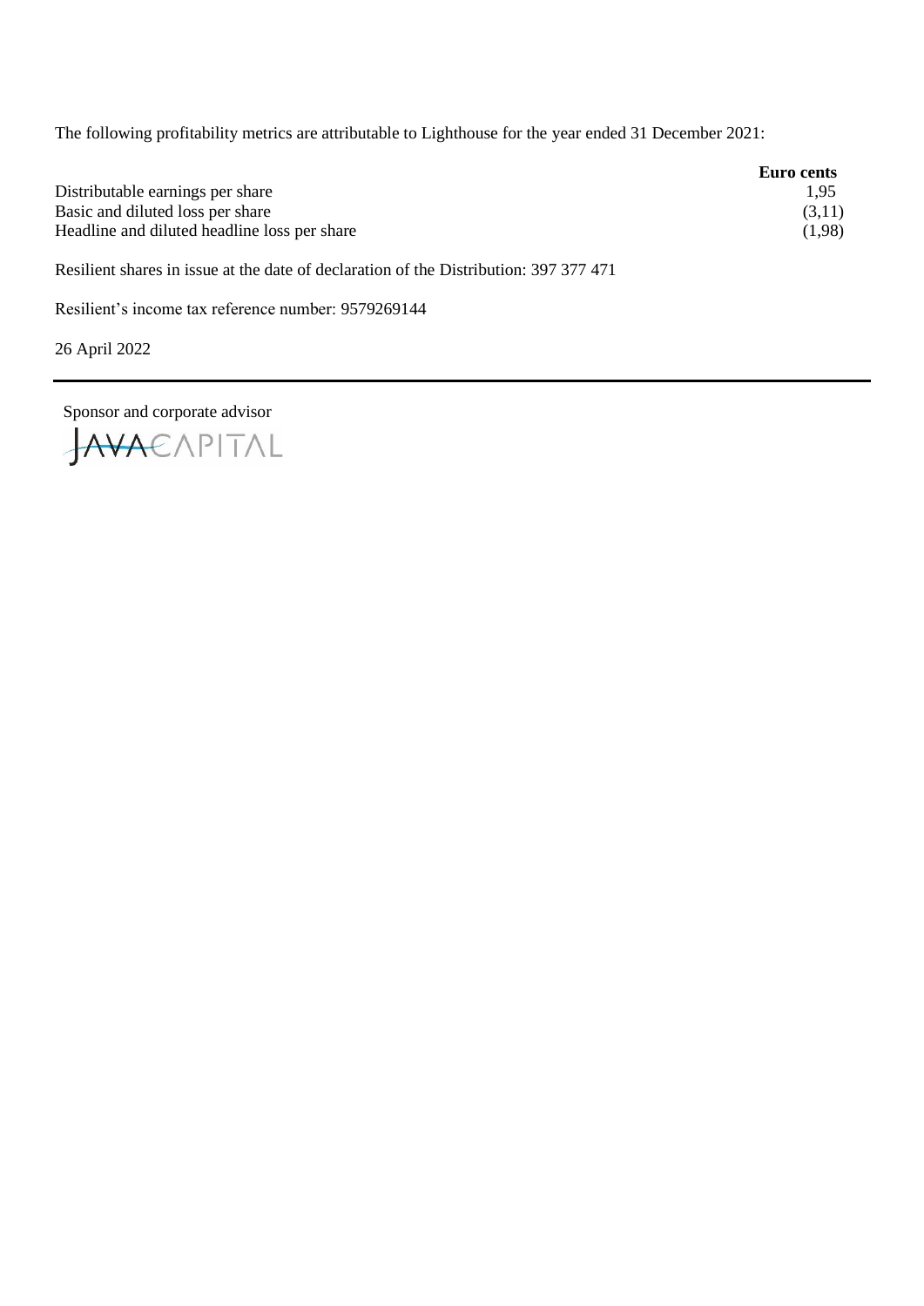The following profitability metrics are attributable to Lighthouse for the year ended 31 December 2021:

| | **Euro cents** |
|---|---|
| Distributable earnings per share | 1,95 |
| Basic and diluted loss per share | (3,11) |
| Headline and diluted headline loss per share | (1,98) |

Resilient shares in issue at the date of declaration of the Distribution: 397 377 471

Resilient's income tax reference number: 9579269144

26 April 2022

---

Sponsor and corporate advisor

JAVA CAPITAL